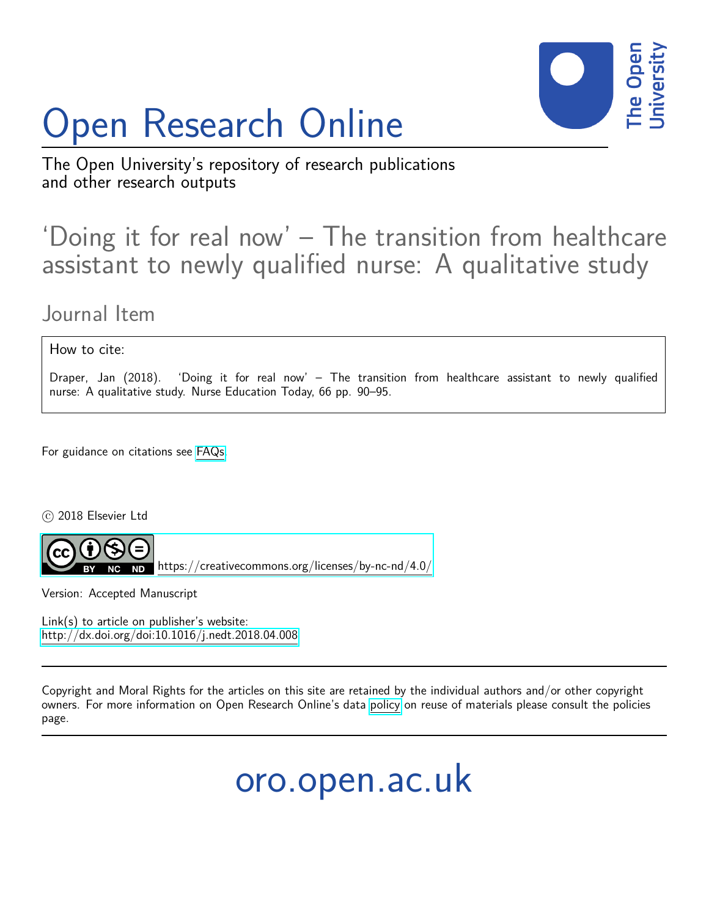# Open Research Online

The Open University's repository of research publications and other research outputs

## 'Doing it for real now' – The transition from healthcare assistant to newly qualified nurse: A qualitative study

Journal Item

How to cite:

Draper, Jan (2018). 'Doing it for real now' – The transition from healthcare assistant to newly qualified nurse: A qualitative study. Nurse Education Today, 66 pp. 90–95.

For guidance on citations see FAQs.

© 2018 Elsevier Ltd

https://creativecommons.org/licenses/by-nc-nd/4.0/

Version: Accepted Manuscript

Link(s) to article on publisher's website:
http://dx.doi.org/doi:10.1016/j.nedt.2018.04.008

Copyright and Moral Rights for the articles on this site are retained by the individual authors and/or other copyright owners. For more information on Open Research Online's data policy on reuse of materials please consult the policies page.

oro.open.ac.uk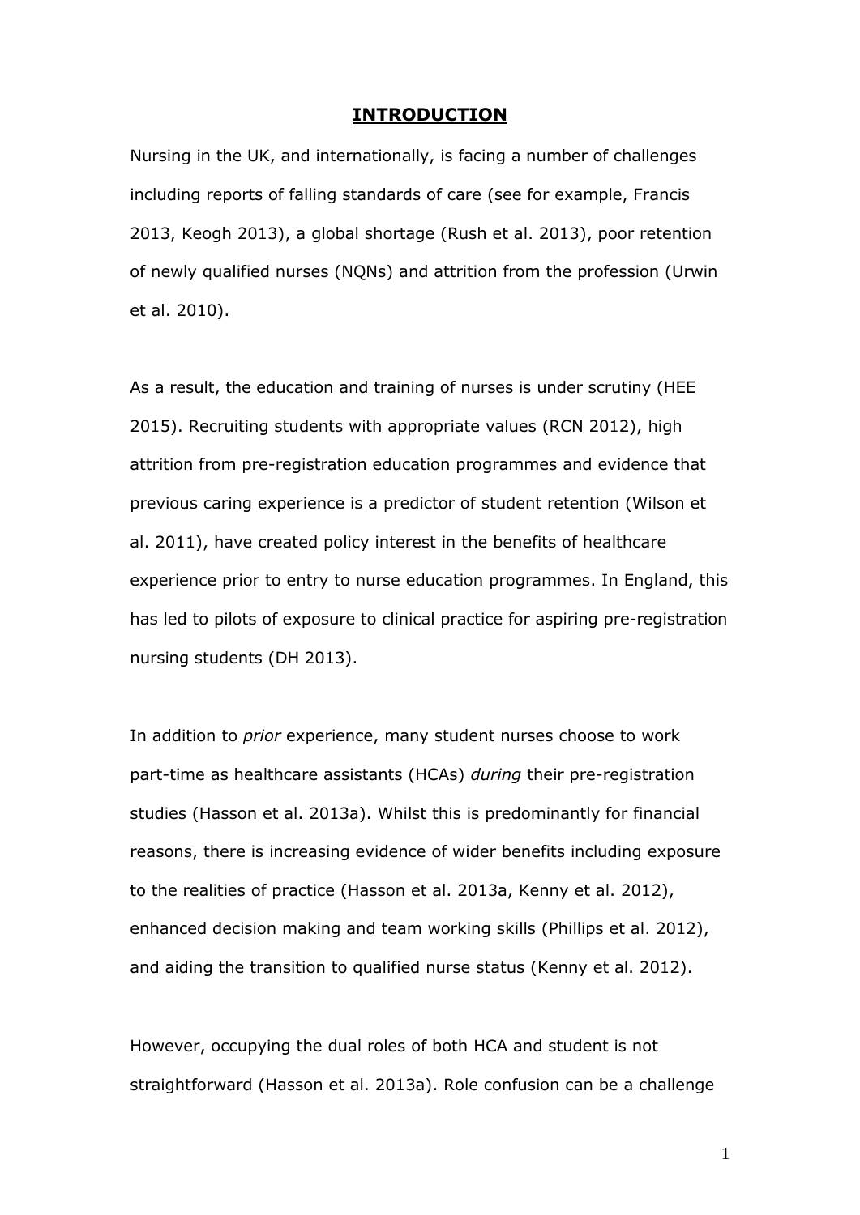# INTRODUCTION

Nursing in the UK, and internationally, is facing a number of challenges including reports of falling standards of care (see for example, Francis 2013, Keogh 2013), a global shortage (Rush et al. 2013), poor retention of newly qualified nurses (NQNs) and attrition from the profession (Urwin et al. 2010).

As a result, the education and training of nurses is under scrutiny (HEE 2015). Recruiting students with appropriate values (RCN 2012), high attrition from pre-registration education programmes and evidence that previous caring experience is a predictor of student retention (Wilson et al. 2011), have created policy interest in the benefits of healthcare experience prior to entry to nurse education programmes. In England, this has led to pilots of exposure to clinical practice for aspiring pre-registration nursing students (DH 2013).

In addition to *prior* experience, many student nurses choose to work part-time as healthcare assistants (HCAs) *during* their pre-registration studies (Hasson et al. 2013a). Whilst this is predominantly for financial reasons, there is increasing evidence of wider benefits including exposure to the realities of practice (Hasson et al. 2013a, Kenny et al. 2012), enhanced decision making and team working skills (Phillips et al. 2012), and aiding the transition to qualified nurse status (Kenny et al. 2012).

However, occupying the dual roles of both HCA and student is not straightforward (Hasson et al. 2013a). Role confusion can be a challenge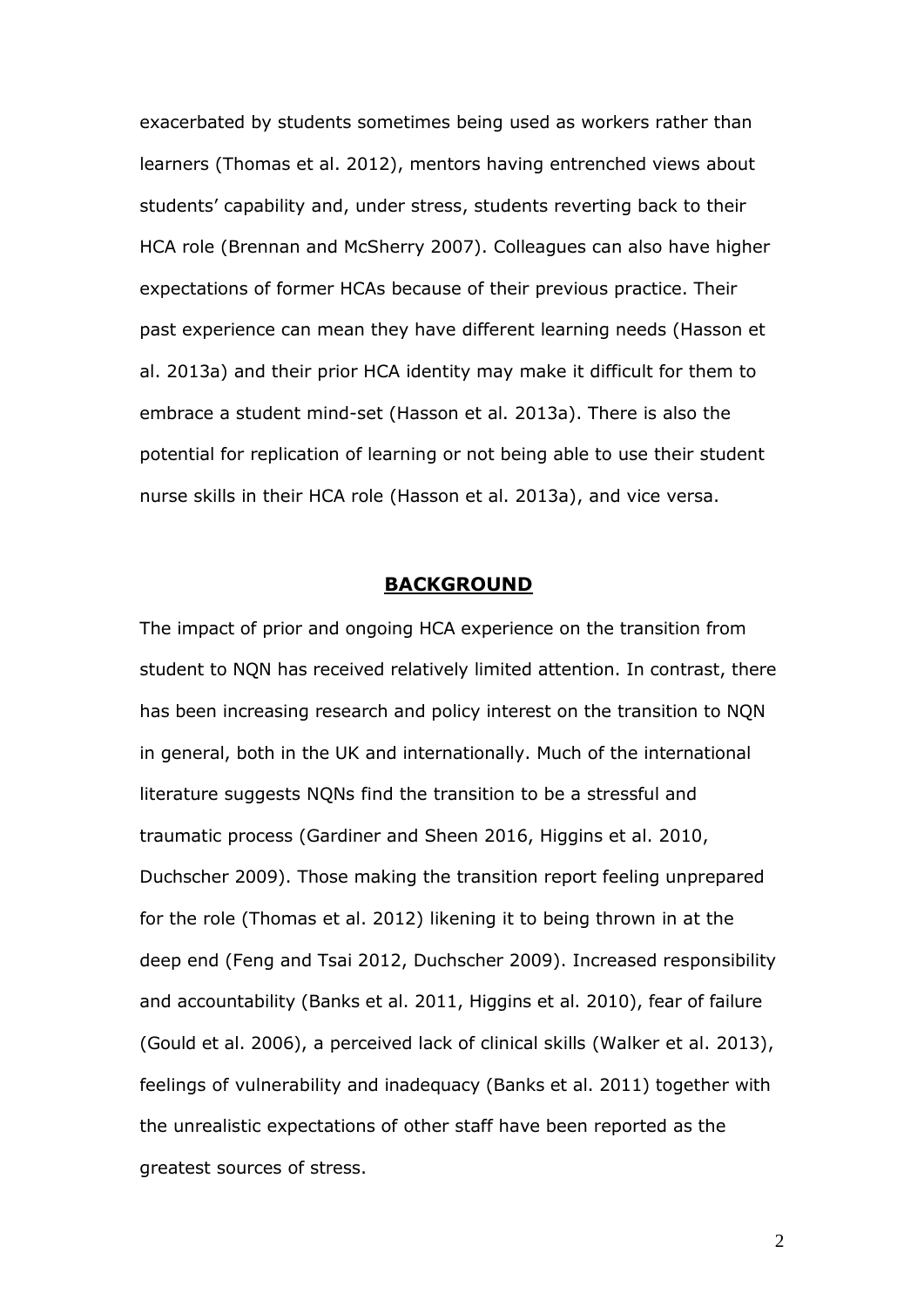exacerbated by students sometimes being used as workers rather than learners (Thomas et al. 2012), mentors having entrenched views about students' capability and, under stress, students reverting back to their HCA role (Brennan and McSherry 2007). Colleagues can also have higher expectations of former HCAs because of their previous practice. Their past experience can mean they have different learning needs (Hasson et al. 2013a) and their prior HCA identity may make it difficult for them to embrace a student mind-set (Hasson et al. 2013a). There is also the potential for replication of learning or not being able to use their student nurse skills in their HCA role (Hasson et al. 2013a), and vice versa.

## BACKGROUND

The impact of prior and ongoing HCA experience on the transition from student to NQN has received relatively limited attention. In contrast, there has been increasing research and policy interest on the transition to NQN in general, both in the UK and internationally. Much of the international literature suggests NQNs find the transition to be a stressful and traumatic process (Gardiner and Sheen 2016, Higgins et al. 2010, Duchscher 2009). Those making the transition report feeling unprepared for the role (Thomas et al. 2012) likening it to being thrown in at the deep end (Feng and Tsai 2012, Duchscher 2009). Increased responsibility and accountability (Banks et al. 2011, Higgins et al. 2010), fear of failure (Gould et al. 2006), a perceived lack of clinical skills (Walker et al. 2013), feelings of vulnerability and inadequacy (Banks et al. 2011) together with the unrealistic expectations of other staff have been reported as the greatest sources of stress.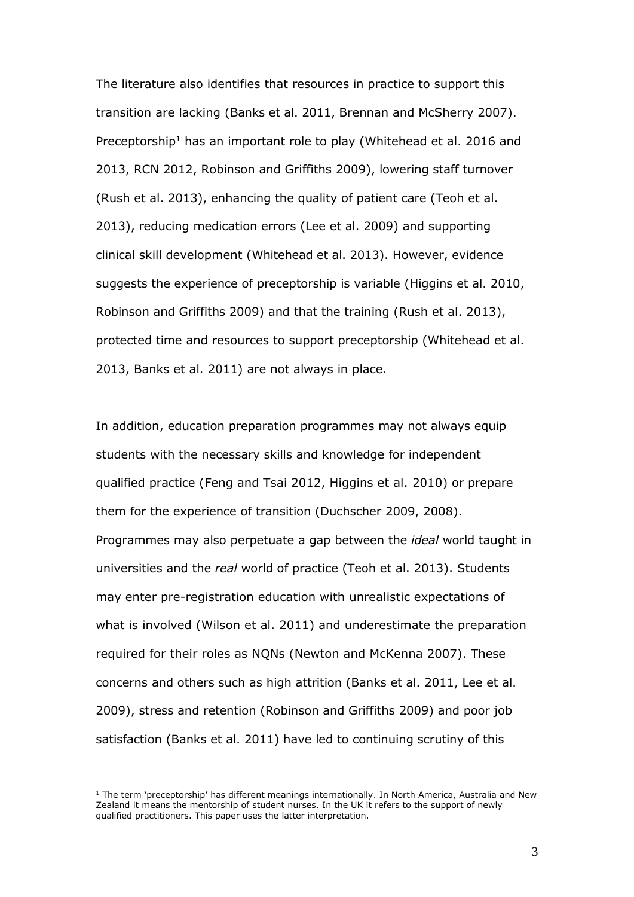The literature also identifies that resources in practice to support this transition are lacking (Banks et al. 2011, Brennan and McSherry 2007). Preceptorship[1] has an important role to play (Whitehead et al. 2016 and 2013, RCN 2012, Robinson and Griffiths 2009), lowering staff turnover (Rush et al. 2013), enhancing the quality of patient care (Teoh et al. 2013), reducing medication errors (Lee et al. 2009) and supporting clinical skill development (Whitehead et al. 2013). However, evidence suggests the experience of preceptorship is variable (Higgins et al. 2010, Robinson and Griffiths 2009) and that the training (Rush et al. 2013), protected time and resources to support preceptorship (Whitehead et al. 2013, Banks et al. 2011) are not always in place.

In addition, education preparation programmes may not always equip students with the necessary skills and knowledge for independent qualified practice (Feng and Tsai 2012, Higgins et al. 2010) or prepare them for the experience of transition (Duchscher 2009, 2008). Programmes may also perpetuate a gap between the *ideal* world taught in universities and the *real* world of practice (Teoh et al. 2013). Students may enter pre-registration education with unrealistic expectations of what is involved (Wilson et al. 2011) and underestimate the preparation required for their roles as NQNs (Newton and McKenna 2007). These concerns and others such as high attrition (Banks et al. 2011, Lee et al. 2009), stress and retention (Robinson and Griffiths 2009) and poor job satisfaction (Banks et al. 2011) have led to continuing scrutiny of this

[1] The term 'preceptorship' has different meanings internationally. In North America, Australia and New Zealand it means the mentorship of student nurses. In the UK it refers to the support of newly qualified practitioners. This paper uses the latter interpretation.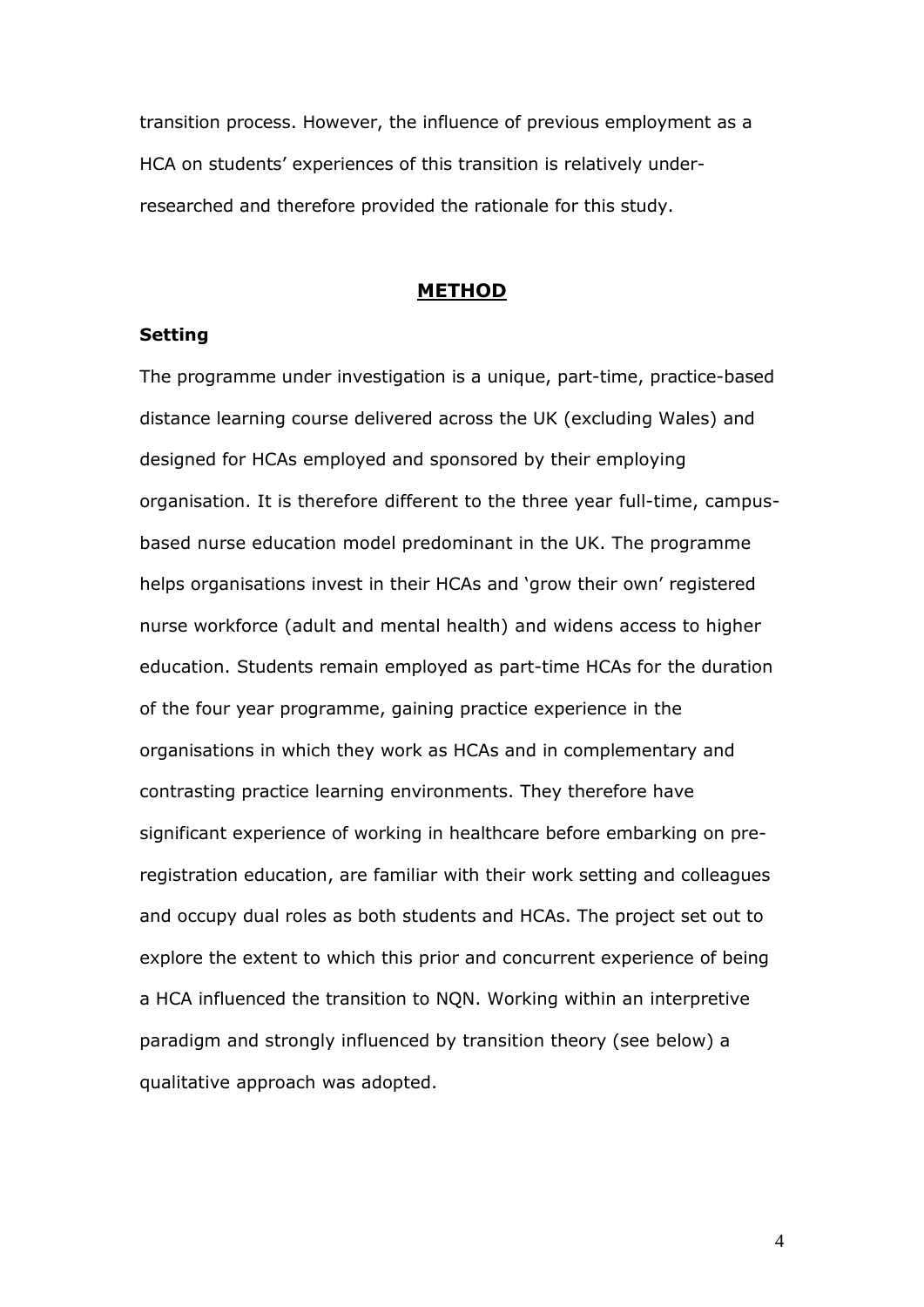transition process. However, the influence of previous employment as a HCA on students' experiences of this transition is relatively under-researched and therefore provided the rationale for this study.

## METHOD

### Setting

The programme under investigation is a unique, part-time, practice-based distance learning course delivered across the UK (excluding Wales) and designed for HCAs employed and sponsored by their employing organisation. It is therefore different to the three year full-time, campus-based nurse education model predominant in the UK. The programme helps organisations invest in their HCAs and 'grow their own' registered nurse workforce (adult and mental health) and widens access to higher education. Students remain employed as part-time HCAs for the duration of the four year programme, gaining practice experience in the organisations in which they work as HCAs and in complementary and contrasting practice learning environments. They therefore have significant experience of working in healthcare before embarking on pre-registration education, are familiar with their work setting and colleagues and occupy dual roles as both students and HCAs. The project set out to explore the extent to which this prior and concurrent experience of being a HCA influenced the transition to NQN. Working within an interpretive paradigm and strongly influenced by transition theory (see below) a qualitative approach was adopted.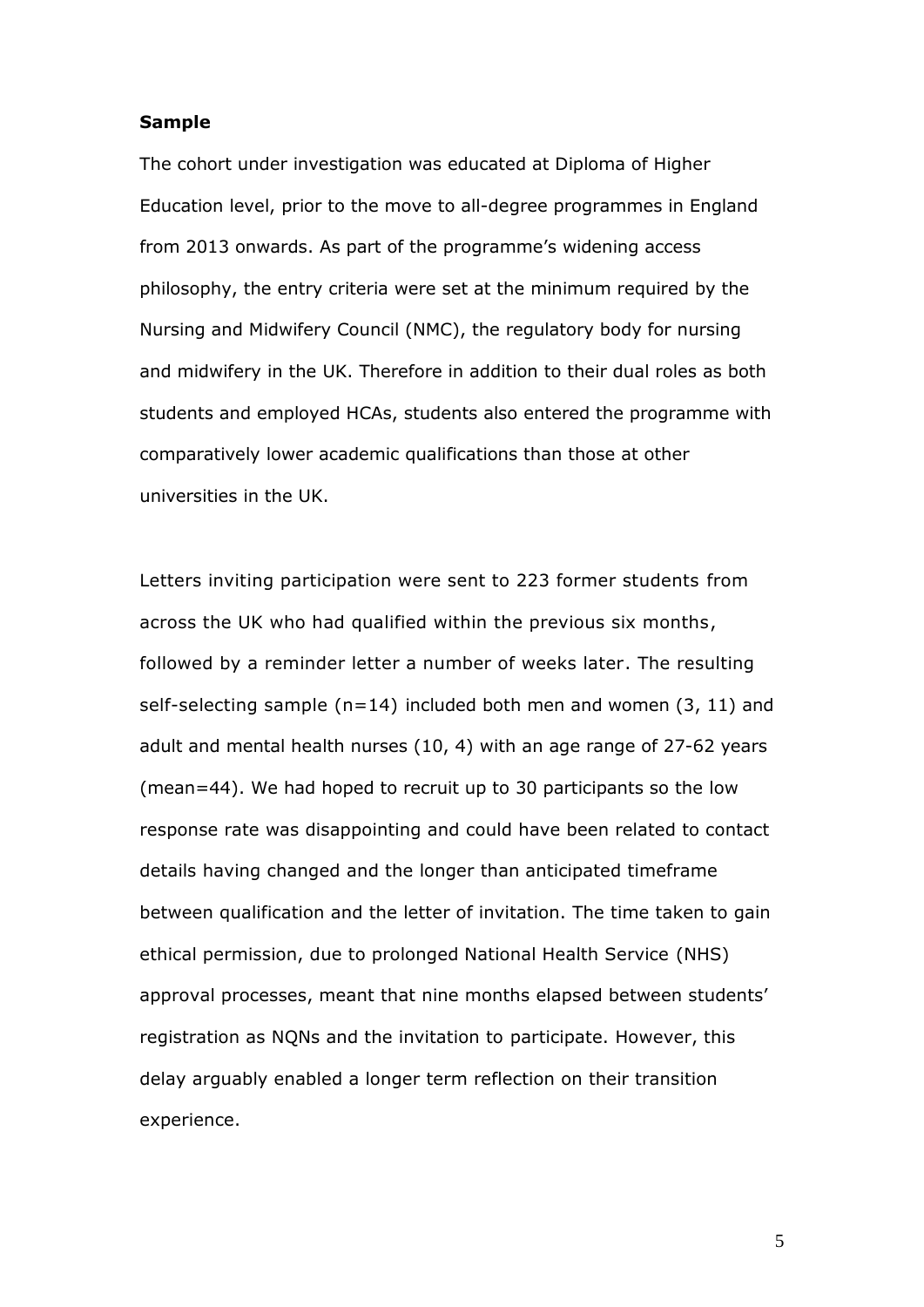**Sample**

The cohort under investigation was educated at Diploma of Higher Education level, prior to the move to all-degree programmes in England from 2013 onwards. As part of the programme's widening access philosophy, the entry criteria were set at the minimum required by the Nursing and Midwifery Council (NMC), the regulatory body for nursing and midwifery in the UK. Therefore in addition to their dual roles as both students and employed HCAs, students also entered the programme with comparatively lower academic qualifications than those at other universities in the UK.

Letters inviting participation were sent to 223 former students from across the UK who had qualified within the previous six months, followed by a reminder letter a number of weeks later. The resulting self-selecting sample (n=14) included both men and women (3, 11) and adult and mental health nurses (10, 4) with an age range of 27-62 years (mean=44). We had hoped to recruit up to 30 participants so the low response rate was disappointing and could have been related to contact details having changed and the longer than anticipated timeframe between qualification and the letter of invitation. The time taken to gain ethical permission, due to prolonged National Health Service (NHS) approval processes, meant that nine months elapsed between students' registration as NQNs and the invitation to participate. However, this delay arguably enabled a longer term reflection on their transition experience.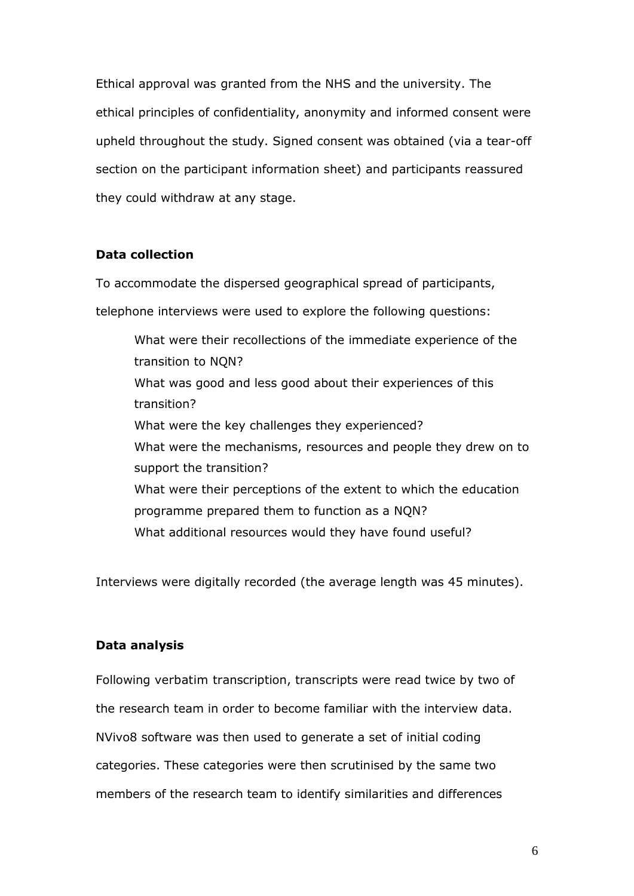Ethical approval was granted from the NHS and the university. The ethical principles of confidentiality, anonymity and informed consent were upheld throughout the study. Signed consent was obtained (via a tear-off section on the participant information sheet) and participants reassured they could withdraw at any stage.

**Data collection**

To accommodate the dispersed geographical spread of participants, telephone interviews were used to explore the following questions:

> What were their recollections of the immediate experience of the transition to NQN?
> What was good and less good about their experiences of this transition?
> What were the key challenges they experienced?
> What were the mechanisms, resources and people they drew on to support the transition?
> What were their perceptions of the extent to which the education programme prepared them to function as a NQN?
> What additional resources would they have found useful?

Interviews were digitally recorded (the average length was 45 minutes).

**Data analysis**

Following verbatim transcription, transcripts were read twice by two of the research team in order to become familiar with the interview data. NVivo8 software was then used to generate a set of initial coding categories. These categories were then scrutinised by the same two members of the research team to identify similarities and differences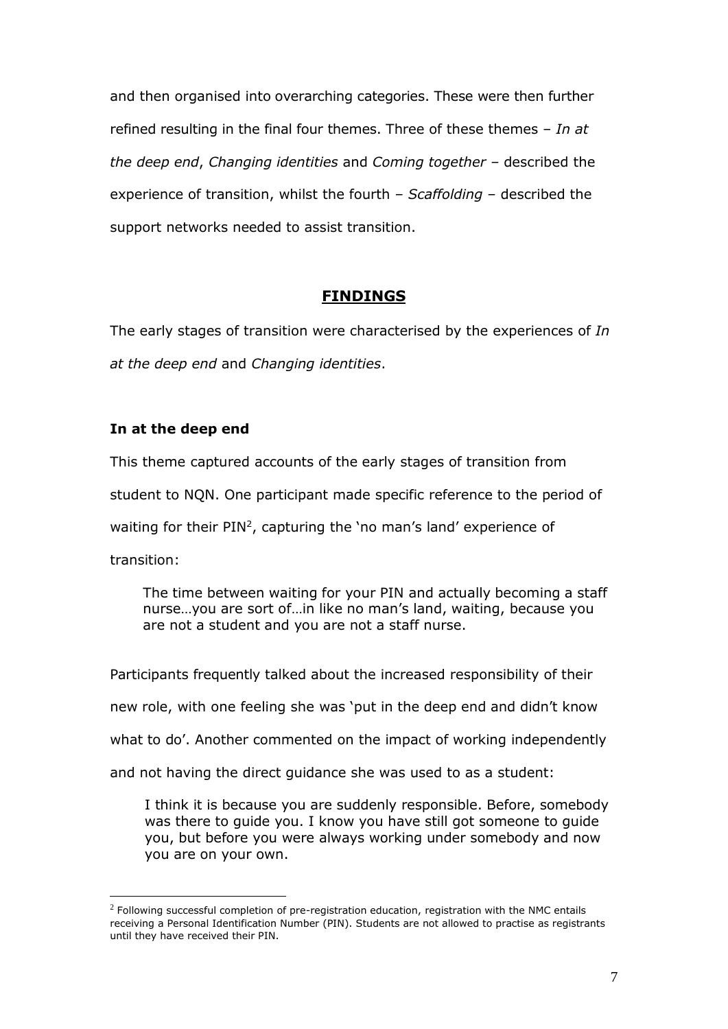and then organised into overarching categories. These were then further refined resulting in the final four themes. Three of these themes – *In at the deep end*, *Changing identities* and *Coming together* – described the experience of transition, whilst the fourth – *Scaffolding* – described the support networks needed to assist transition.

## FINDINGS

The early stages of transition were characterised by the experiences of *In at the deep end* and *Changing identities*.

### In at the deep end

This theme captured accounts of the early stages of transition from student to NQN. One participant made specific reference to the period of waiting for their PIN[2], capturing the 'no man's land' experience of transition:

> The time between waiting for your PIN and actually becoming a staff nurse…you are sort of…in like no man's land, waiting, because you are not a student and you are not a staff nurse.

Participants frequently talked about the increased responsibility of their new role, with one feeling she was 'put in the deep end and didn't know what to do'. Another commented on the impact of working independently and not having the direct guidance she was used to as a student:

> I think it is because you are suddenly responsible. Before, somebody was there to guide you. I know you have still got someone to guide you, but before you were always working under somebody and now you are on your own.

[2] Following successful completion of pre-registration education, registration with the NMC entails receiving a Personal Identification Number (PIN). Students are not allowed to practise as registrants until they have received their PIN.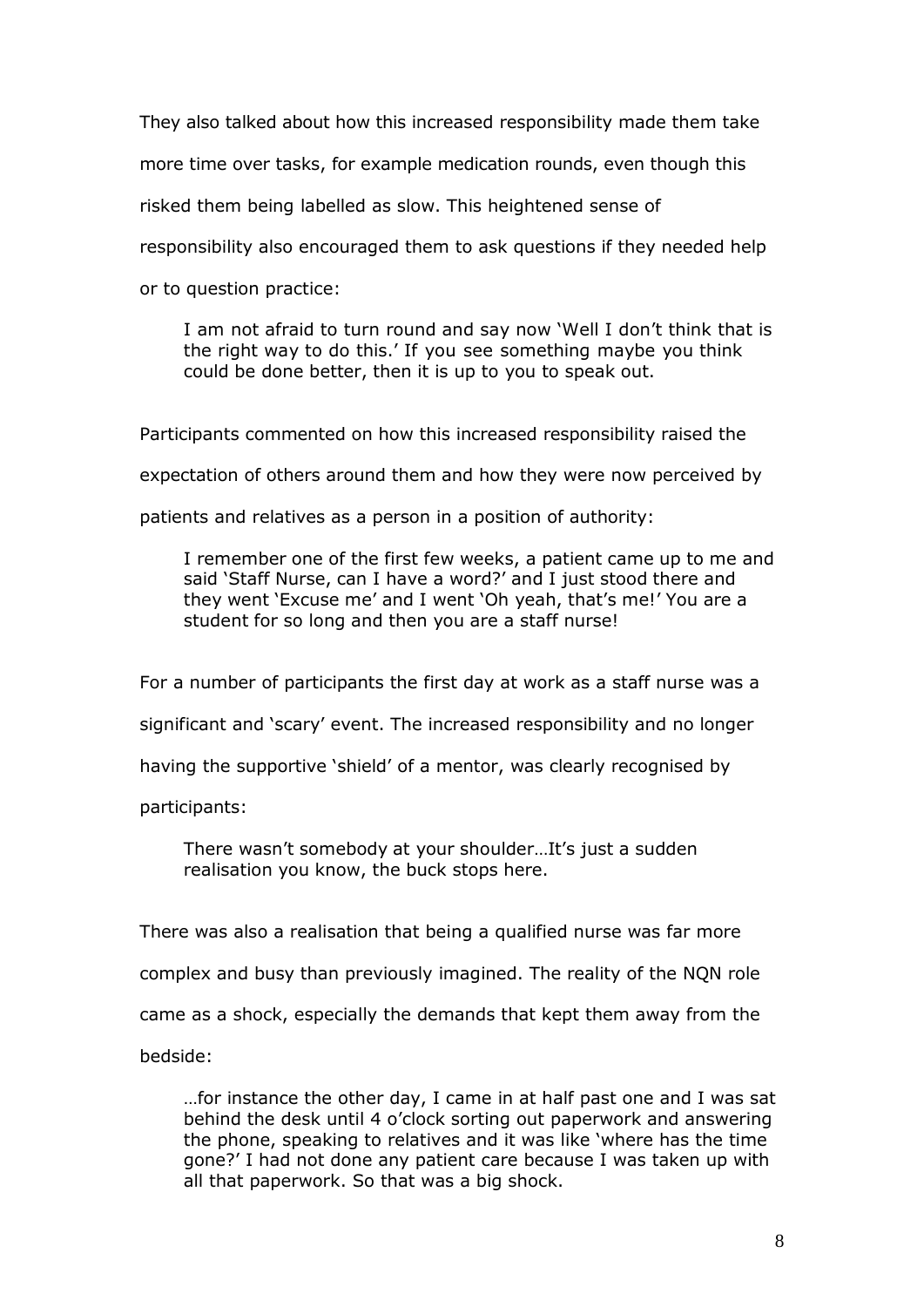They also talked about how this increased responsibility made them take more time over tasks, for example medication rounds, even though this risked them being labelled as slow. This heightened sense of responsibility also encouraged them to ask questions if they needed help or to question practice:

> I am not afraid to turn round and say now 'Well I don't think that is the right way to do this.' If you see something maybe you think could be done better, then it is up to you to speak out.

Participants commented on how this increased responsibility raised the expectation of others around them and how they were now perceived by patients and relatives as a person in a position of authority:

> I remember one of the first few weeks, a patient came up to me and said 'Staff Nurse, can I have a word?' and I just stood there and they went 'Excuse me' and I went 'Oh yeah, that's me!' You are a student for so long and then you are a staff nurse!

For a number of participants the first day at work as a staff nurse was a significant and 'scary' event. The increased responsibility and no longer having the supportive 'shield' of a mentor, was clearly recognised by participants:

> There wasn't somebody at your shoulder…It's just a sudden realisation you know, the buck stops here.

There was also a realisation that being a qualified nurse was far more complex and busy than previously imagined. The reality of the NQN role came as a shock, especially the demands that kept them away from the bedside:

> …for instance the other day, I came in at half past one and I was sat behind the desk until 4 o'clock sorting out paperwork and answering the phone, speaking to relatives and it was like 'where has the time gone?' I had not done any patient care because I was taken up with all that paperwork. So that was a big shock.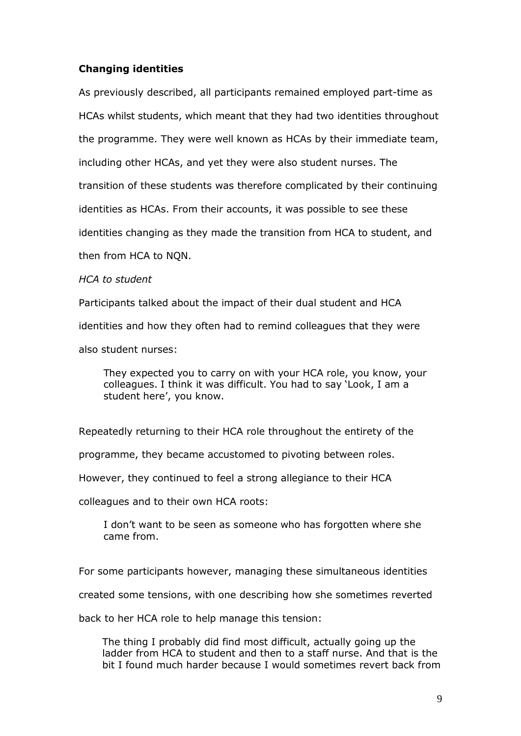**Changing identities**

As previously described, all participants remained employed part-time as HCAs whilst students, which meant that they had two identities throughout the programme. They were well known as HCAs by their immediate team, including other HCAs, and yet they were also student nurses. The transition of these students was therefore complicated by their continuing identities as HCAs. From their accounts, it was possible to see these identities changing as they made the transition from HCA to student, and then from HCA to NQN.

*HCA to student*

Participants talked about the impact of their dual student and HCA identities and how they often had to remind colleagues that they were also student nurses:

> They expected you to carry on with your HCA role, you know, your colleagues. I think it was difficult. You had to say 'Look, I am a student here', you know.

Repeatedly returning to their HCA role throughout the entirety of the programme, they became accustomed to pivoting between roles. However, they continued to feel a strong allegiance to their HCA colleagues and to their own HCA roots:

> I don't want to be seen as someone who has forgotten where she came from.

For some participants however, managing these simultaneous identities created some tensions, with one describing how she sometimes reverted back to her HCA role to help manage this tension:

> The thing I probably did find most difficult, actually going up the ladder from HCA to student and then to a staff nurse. And that is the bit I found much harder because I would sometimes revert back from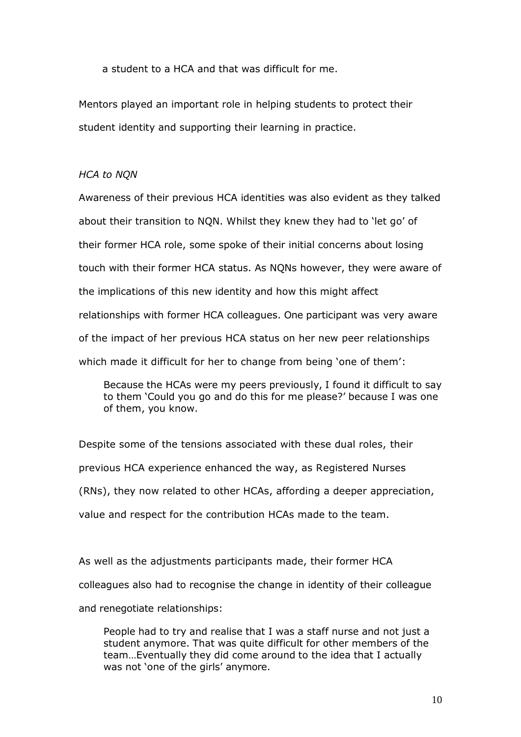> a student to a HCA and that was difficult for me.

Mentors played an important role in helping students to protect their student identity and supporting their learning in practice.

*HCA to NQN*

Awareness of their previous HCA identities was also evident as they talked about their transition to NQN. Whilst they knew they had to 'let go' of their former HCA role, some spoke of their initial concerns about losing touch with their former HCA status. As NQNs however, they were aware of the implications of this new identity and how this might affect relationships with former HCA colleagues. One participant was very aware of the impact of her previous HCA status on her new peer relationships which made it difficult for her to change from being 'one of them':

> Because the HCAs were my peers previously, I found it difficult to say to them 'Could you go and do this for me please?' because I was one of them, you know.

Despite some of the tensions associated with these dual roles, their previous HCA experience enhanced the way, as Registered Nurses (RNs), they now related to other HCAs, affording a deeper appreciation, value and respect for the contribution HCAs made to the team.

As well as the adjustments participants made, their former HCA colleagues also had to recognise the change in identity of their colleague and renegotiate relationships:

> People had to try and realise that I was a staff nurse and not just a student anymore. That was quite difficult for other members of the team…Eventually they did come around to the idea that I actually was not 'one of the girls' anymore.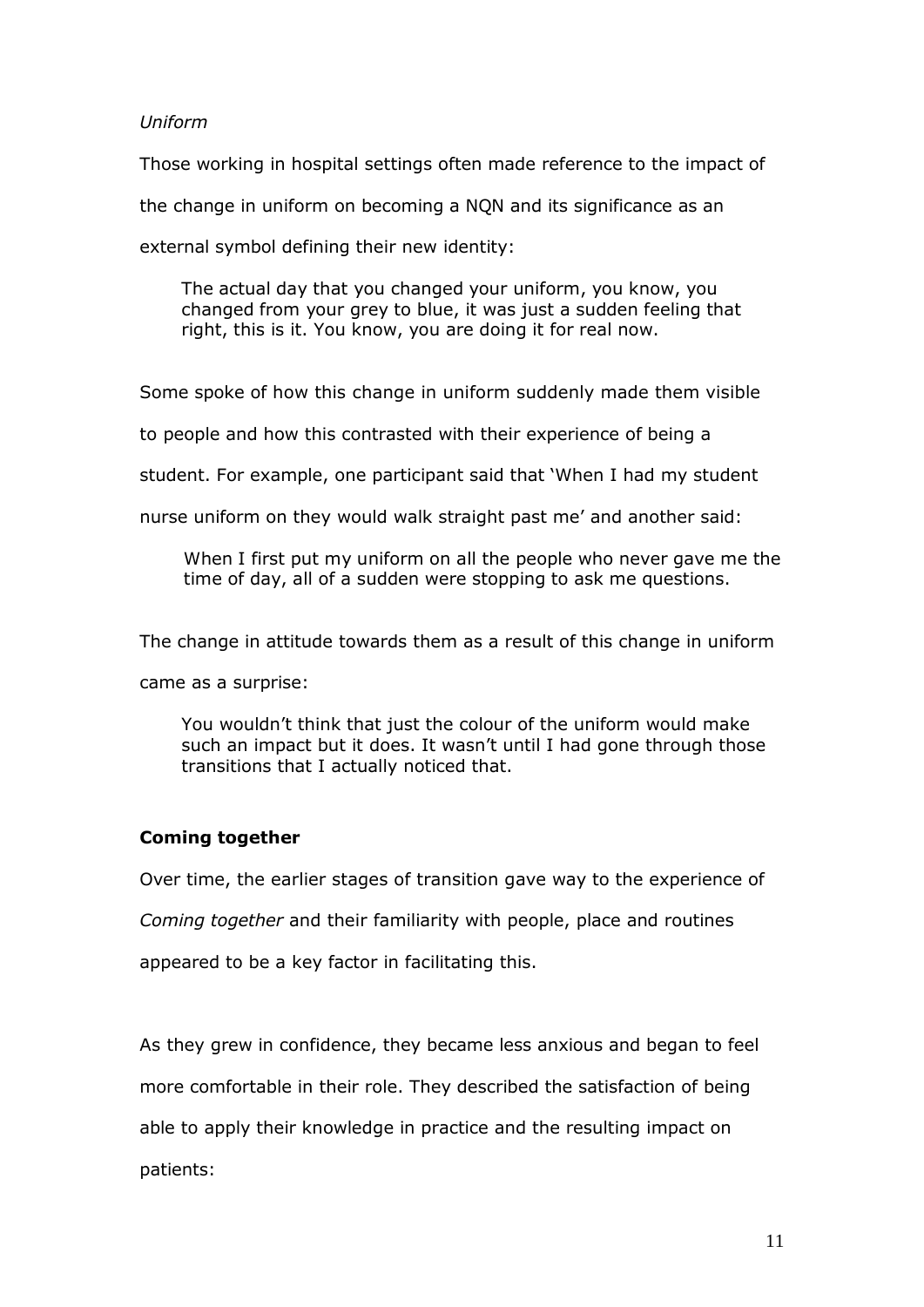*Uniform*

Those working in hospital settings often made reference to the impact of the change in uniform on becoming a NQN and its significance as an external symbol defining their new identity:

> The actual day that you changed your uniform, you know, you changed from your grey to blue, it was just a sudden feeling that right, this is it. You know, you are doing it for real now.

Some spoke of how this change in uniform suddenly made them visible to people and how this contrasted with their experience of being a student. For example, one participant said that 'When I had my student nurse uniform on they would walk straight past me' and another said:

> When I first put my uniform on all the people who never gave me the time of day, all of a sudden were stopping to ask me questions.

The change in attitude towards them as a result of this change in uniform came as a surprise:

> You wouldn't think that just the colour of the uniform would make such an impact but it does. It wasn't until I had gone through those transitions that I actually noticed that.

**Coming together**

Over time, the earlier stages of transition gave way to the experience of *Coming together* and their familiarity with people, place and routines appeared to be a key factor in facilitating this.

As they grew in confidence, they became less anxious and began to feel more comfortable in their role. They described the satisfaction of being able to apply their knowledge in practice and the resulting impact on patients: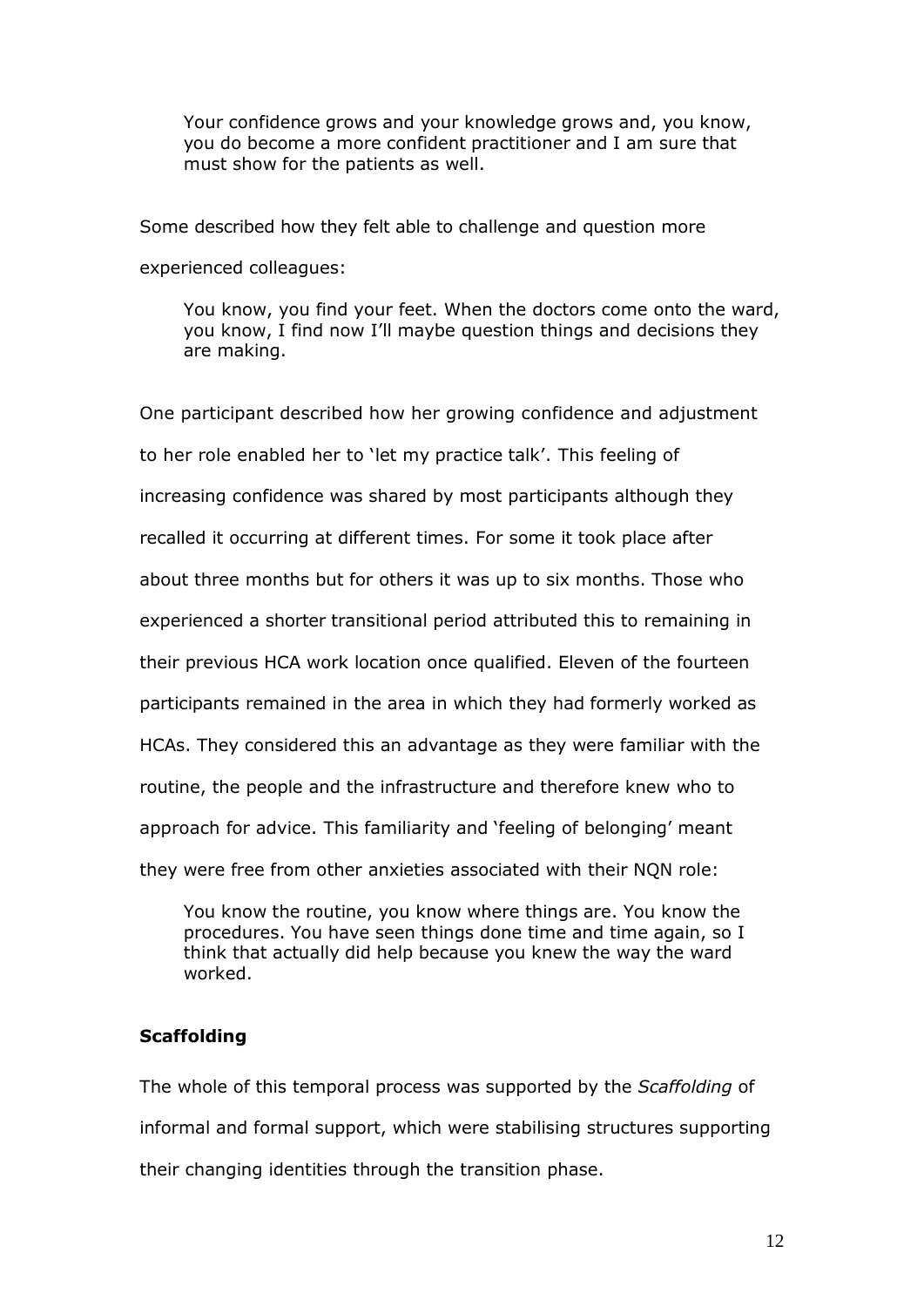> Your confidence grows and your knowledge grows and, you know, you do become a more confident practitioner and I am sure that must show for the patients as well.

Some described how they felt able to challenge and question more experienced colleagues:

> You know, you find your feet. When the doctors come onto the ward, you know, I find now I'll maybe question things and decisions they are making.

One participant described how her growing confidence and adjustment to her role enabled her to 'let my practice talk'. This feeling of increasing confidence was shared by most participants although they recalled it occurring at different times. For some it took place after about three months but for others it was up to six months. Those who experienced a shorter transitional period attributed this to remaining in their previous HCA work location once qualified. Eleven of the fourteen participants remained in the area in which they had formerly worked as HCAs. They considered this an advantage as they were familiar with the routine, the people and the infrastructure and therefore knew who to approach for advice. This familiarity and 'feeling of belonging' meant they were free from other anxieties associated with their NQN role:

> You know the routine, you know where things are. You know the procedures. You have seen things done time and time again, so I think that actually did help because you knew the way the ward worked.

**Scaffolding**

The whole of this temporal process was supported by the *Scaffolding* of informal and formal support, which were stabilising structures supporting their changing identities through the transition phase.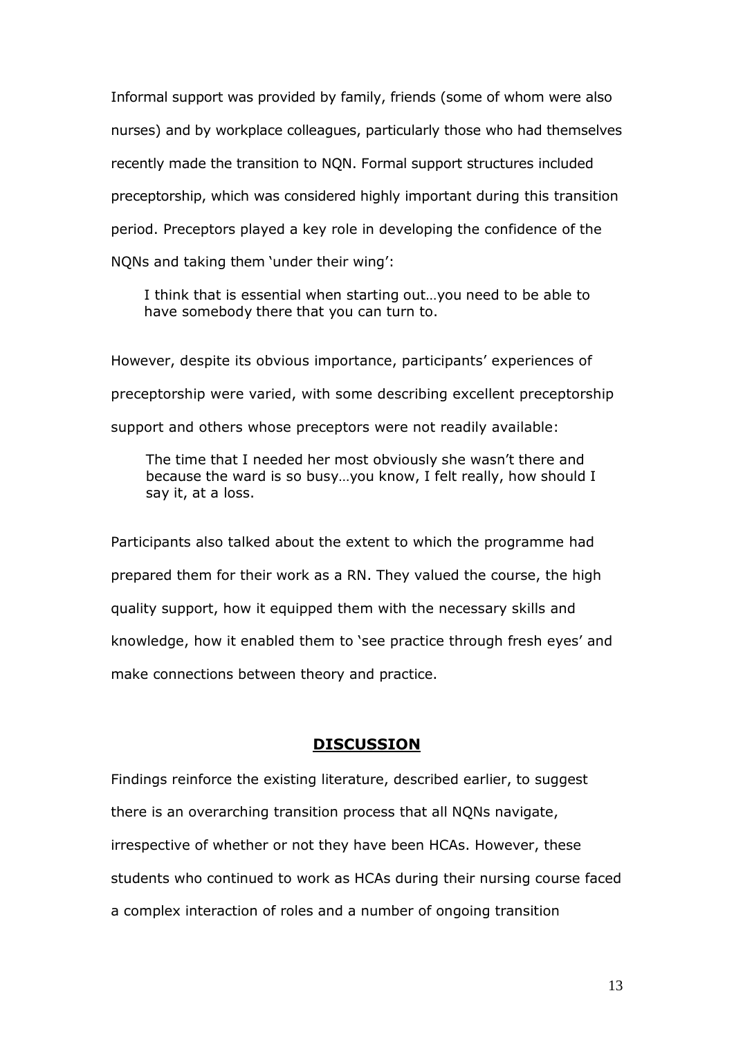Informal support was provided by family, friends (some of whom were also nurses) and by workplace colleagues, particularly those who had themselves recently made the transition to NQN. Formal support structures included preceptorship, which was considered highly important during this transition period. Preceptors played a key role in developing the confidence of the NQNs and taking them 'under their wing':

> I think that is essential when starting out…you need to be able to have somebody there that you can turn to.

However, despite its obvious importance, participants' experiences of preceptorship were varied, with some describing excellent preceptorship support and others whose preceptors were not readily available:

> The time that I needed her most obviously she wasn't there and because the ward is so busy…you know, I felt really, how should I say it, at a loss.

Participants also talked about the extent to which the programme had prepared them for their work as a RN. They valued the course, the high quality support, how it equipped them with the necessary skills and knowledge, how it enabled them to 'see practice through fresh eyes' and make connections between theory and practice.

## DISCUSSION

Findings reinforce the existing literature, described earlier, to suggest there is an overarching transition process that all NQNs navigate, irrespective of whether or not they have been HCAs. However, these students who continued to work as HCAs during their nursing course faced a complex interaction of roles and a number of ongoing transition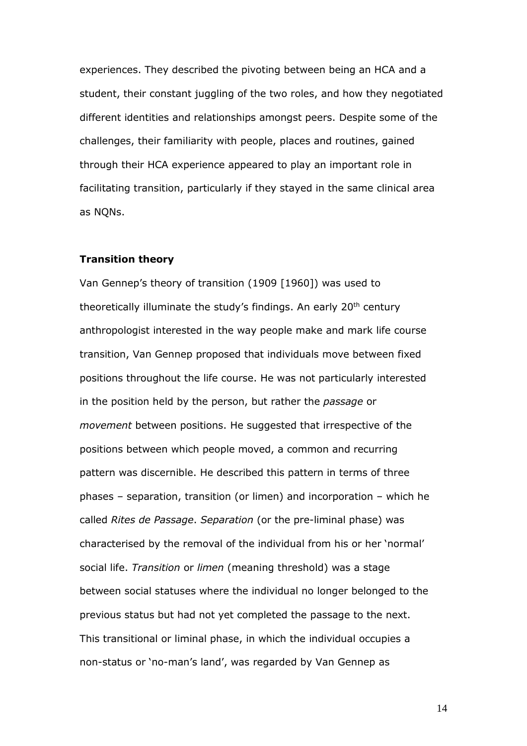experiences. They described the pivoting between being an HCA and a student, their constant juggling of the two roles, and how they negotiated different identities and relationships amongst peers. Despite some of the challenges, their familiarity with people, places and routines, gained through their HCA experience appeared to play an important role in facilitating transition, particularly if they stayed in the same clinical area as NQNs.

**Transition theory**

Van Gennep's theory of transition (1909 [1960]) was used to theoretically illuminate the study's findings. An early 20th century anthropologist interested in the way people make and mark life course transition, Van Gennep proposed that individuals move between fixed positions throughout the life course. He was not particularly interested in the position held by the person, but rather the *passage* or *movement* between positions. He suggested that irrespective of the positions between which people moved, a common and recurring pattern was discernible. He described this pattern in terms of three phases – separation, transition (or limen) and incorporation – which he called *Rites de Passage*. *Separation* (or the pre-liminal phase) was characterised by the removal of the individual from his or her 'normal' social life. *Transition* or *limen* (meaning threshold) was a stage between social statuses where the individual no longer belonged to the previous status but had not yet completed the passage to the next. This transitional or liminal phase, in which the individual occupies a non-status or 'no-man's land', was regarded by Van Gennep as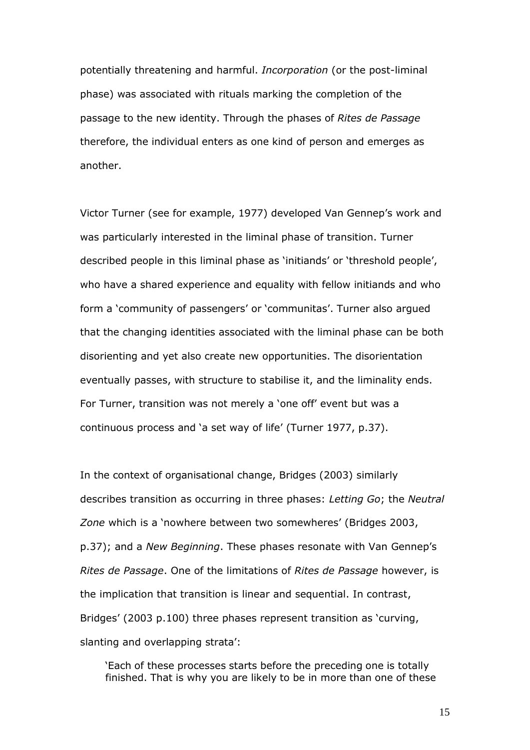potentially threatening and harmful. *Incorporation* (or the post-liminal phase) was associated with rituals marking the completion of the passage to the new identity. Through the phases of *Rites de Passage* therefore, the individual enters as one kind of person and emerges as another.

Victor Turner (see for example, 1977) developed Van Gennep's work and was particularly interested in the liminal phase of transition. Turner described people in this liminal phase as 'initiands' or 'threshold people', who have a shared experience and equality with fellow initiands and who form a 'community of passengers' or 'communitas'. Turner also argued that the changing identities associated with the liminal phase can be both disorienting and yet also create new opportunities. The disorientation eventually passes, with structure to stabilise it, and the liminality ends. For Turner, transition was not merely a 'one off' event but was a continuous process and 'a set way of life' (Turner 1977, p.37).

In the context of organisational change, Bridges (2003) similarly describes transition as occurring in three phases: *Letting Go*; the *Neutral Zone* which is a 'nowhere between two somewheres' (Bridges 2003, p.37); and a *New Beginning*. These phases resonate with Van Gennep's *Rites de Passage*. One of the limitations of *Rites de Passage* however, is the implication that transition is linear and sequential. In contrast, Bridges' (2003 p.100) three phases represent transition as 'curving, slanting and overlapping strata':

> 'Each of these processes starts before the preceding one is totally finished. That is why you are likely to be in more than one of these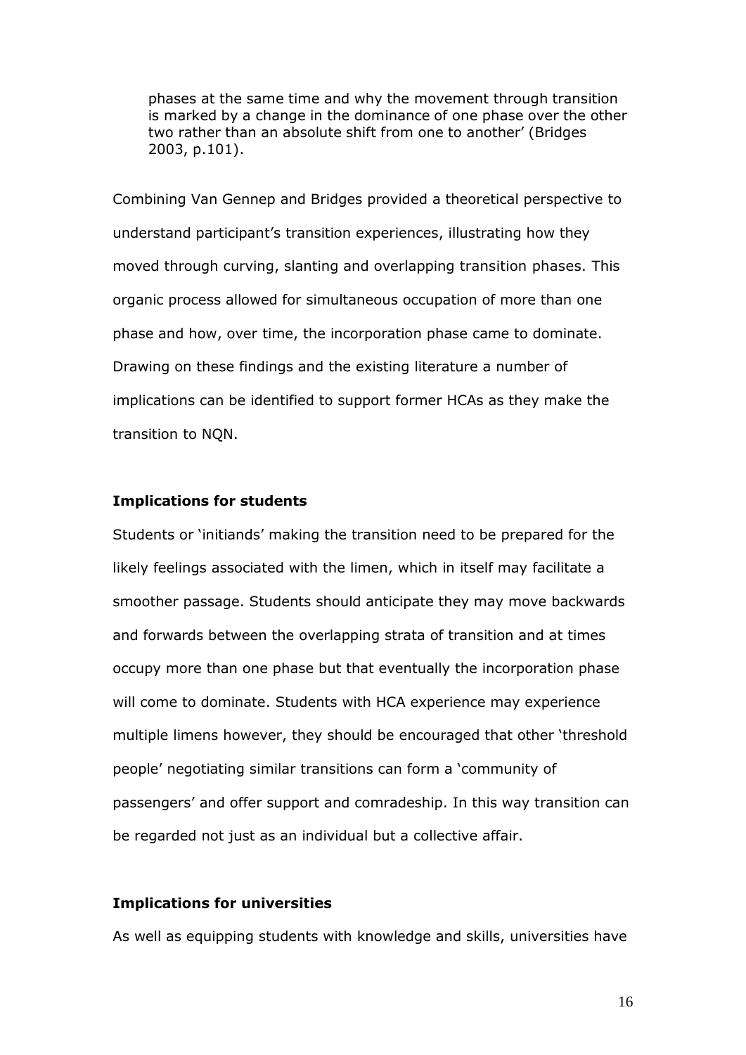> phases at the same time and why the movement through transition is marked by a change in the dominance of one phase over the other two rather than an absolute shift from one to another' (Bridges 2003, p.101).

Combining Van Gennep and Bridges provided a theoretical perspective to understand participant's transition experiences, illustrating how they moved through curving, slanting and overlapping transition phases. This organic process allowed for simultaneous occupation of more than one phase and how, over time, the incorporation phase came to dominate. Drawing on these findings and the existing literature a number of implications can be identified to support former HCAs as they make the transition to NQN.

**Implications for students**

Students or 'initiands' making the transition need to be prepared for the likely feelings associated with the limen, which in itself may facilitate a smoother passage. Students should anticipate they may move backwards and forwards between the overlapping strata of transition and at times occupy more than one phase but that eventually the incorporation phase will come to dominate. Students with HCA experience may experience multiple limens however, they should be encouraged that other 'threshold people' negotiating similar transitions can form a 'community of passengers' and offer support and comradeship. In this way transition can be regarded not just as an individual but a collective affair.

**Implications for universities**

As well as equipping students with knowledge and skills, universities have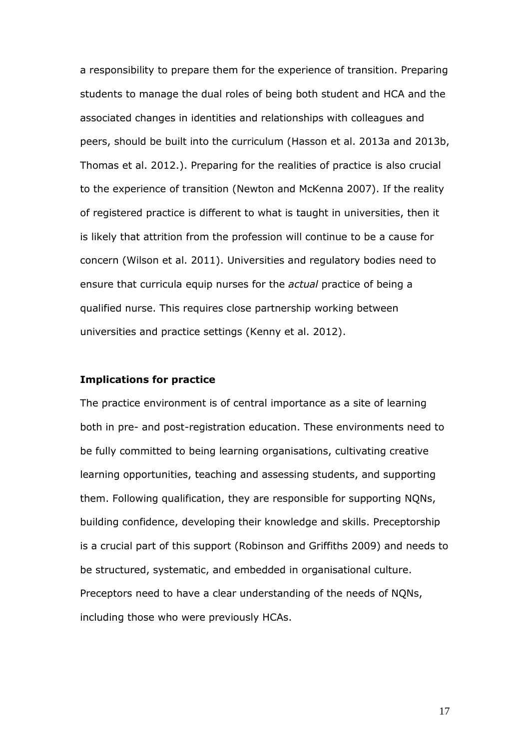a responsibility to prepare them for the experience of transition. Preparing students to manage the dual roles of being both student and HCA and the associated changes in identities and relationships with colleagues and peers, should be built into the curriculum (Hasson et al. 2013a and 2013b, Thomas et al. 2012.). Preparing for the realities of practice is also crucial to the experience of transition (Newton and McKenna 2007). If the reality of registered practice is different to what is taught in universities, then it is likely that attrition from the profession will continue to be a cause for concern (Wilson et al. 2011). Universities and regulatory bodies need to ensure that curricula equip nurses for the *actual* practice of being a qualified nurse. This requires close partnership working between universities and practice settings (Kenny et al. 2012).

**Implications for practice**

The practice environment is of central importance as a site of learning both in pre- and post-registration education. These environments need to be fully committed to being learning organisations, cultivating creative learning opportunities, teaching and assessing students, and supporting them. Following qualification, they are responsible for supporting NQNs, building confidence, developing their knowledge and skills. Preceptorship is a crucial part of this support (Robinson and Griffiths 2009) and needs to be structured, systematic, and embedded in organisational culture. Preceptors need to have a clear understanding of the needs of NQNs, including those who were previously HCAs.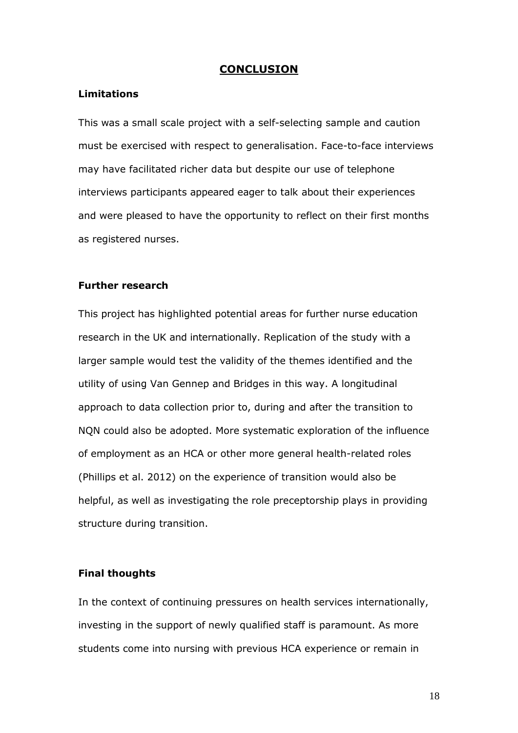## CONCLUSION

### Limitations

This was a small scale project with a self-selecting sample and caution must be exercised with respect to generalisation. Face-to-face interviews may have facilitated richer data but despite our use of telephone interviews participants appeared eager to talk about their experiences and were pleased to have the opportunity to reflect on their first months as registered nurses.

### Further research

This project has highlighted potential areas for further nurse education research in the UK and internationally. Replication of the study with a larger sample would test the validity of the themes identified and the utility of using Van Gennep and Bridges in this way. A longitudinal approach to data collection prior to, during and after the transition to NQN could also be adopted. More systematic exploration of the influence of employment as an HCA or other more general health-related roles (Phillips et al. 2012) on the experience of transition would also be helpful, as well as investigating the role preceptorship plays in providing structure during transition.

### Final thoughts

In the context of continuing pressures on health services internationally, investing in the support of newly qualified staff is paramount. As more students come into nursing with previous HCA experience or remain in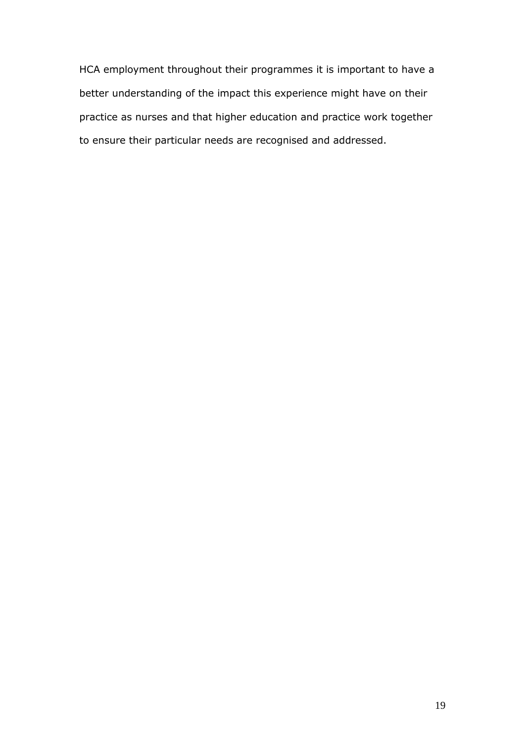HCA employment throughout their programmes it is important to have a better understanding of the impact this experience might have on their practice as nurses and that higher education and practice work together to ensure their particular needs are recognised and addressed.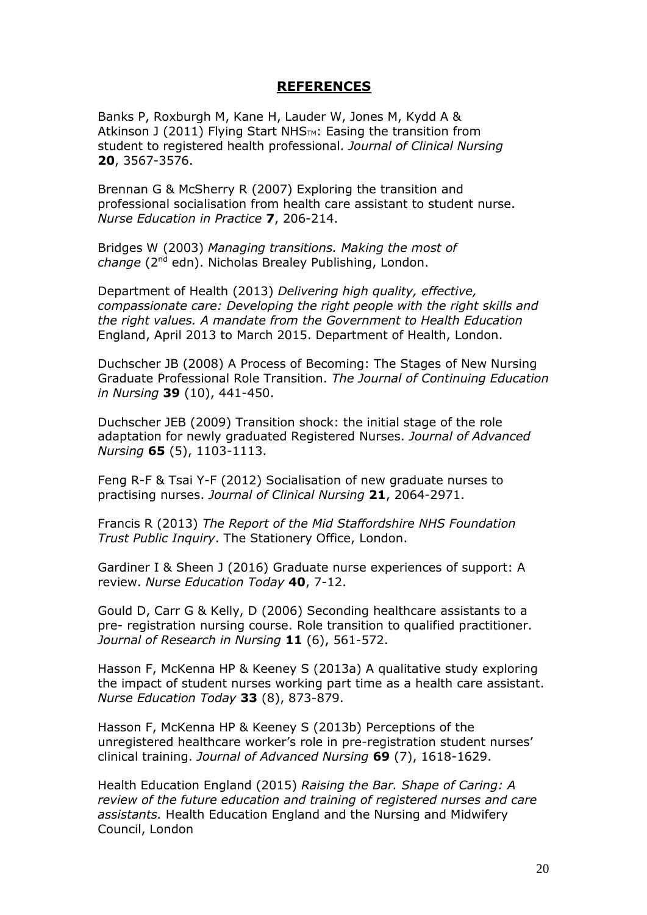## **REFERENCES**

Banks P, Roxburgh M, Kane H, Lauder W, Jones M, Kydd A & Atkinson J (2011) Flying Start NHS™: Easing the transition from student to registered health professional. *Journal of Clinical Nursing* **20**, 3567-3576.

Brennan G & McSherry R (2007) Exploring the transition and professional socialisation from health care assistant to student nurse. *Nurse Education in Practice* **7**, 206-214.

Bridges W (2003) *Managing transitions. Making the most of change* (2nd edn). Nicholas Brealey Publishing, London.

Department of Health (2013) *Delivering high quality, effective, compassionate care: Developing the right people with the right skills and the right values. A mandate from the Government to Health Education* England, April 2013 to March 2015. Department of Health, London.

Duchscher JB (2008) A Process of Becoming: The Stages of New Nursing Graduate Professional Role Transition. *The Journal of Continuing Education in Nursing* **39** (10), 441-450.

Duchscher JEB (2009) Transition shock: the initial stage of the role adaptation for newly graduated Registered Nurses. *Journal of Advanced Nursing* **65** (5), 1103-1113.

Feng R-F & Tsai Y-F (2012) Socialisation of new graduate nurses to practising nurses. *Journal of Clinical Nursing* **21**, 2064-2971.

Francis R (2013) *The Report of the Mid Staffordshire NHS Foundation Trust Public Inquiry*. The Stationery Office, London.

Gardiner I & Sheen J (2016) Graduate nurse experiences of support: A review. *Nurse Education Today* **40**, 7-12.

Gould D, Carr G & Kelly, D (2006) Seconding healthcare assistants to a pre- registration nursing course. Role transition to qualified practitioner. *Journal of Research in Nursing* **11** (6), 561-572.

Hasson F, McKenna HP & Keeney S (2013a) A qualitative study exploring the impact of student nurses working part time as a health care assistant. *Nurse Education Today* **33** (8), 873-879.

Hasson F, McKenna HP & Keeney S (2013b) Perceptions of the unregistered healthcare worker's role in pre-registration student nurses' clinical training. *Journal of Advanced Nursing* **69** (7), 1618-1629.

Health Education England (2015) *Raising the Bar. Shape of Caring: A review of the future education and training of registered nurses and care assistants.* Health Education England and the Nursing and Midwifery Council, London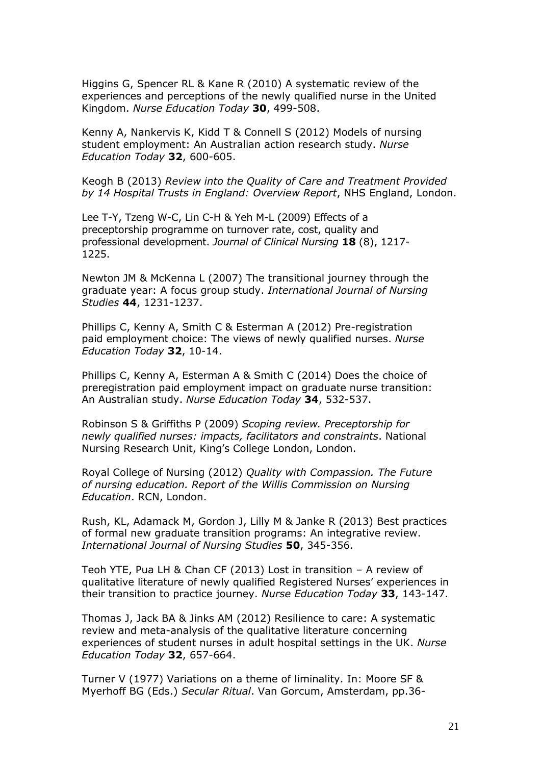Higgins G, Spencer RL & Kane R (2010) A systematic review of the experiences and perceptions of the newly qualified nurse in the United Kingdom. *Nurse Education Today* **30**, 499-508.

Kenny A, Nankervis K, Kidd T & Connell S (2012) Models of nursing student employment: An Australian action research study. *Nurse Education Today* **32**, 600-605.

Keogh B (2013) *Review into the Quality of Care and Treatment Provided by 14 Hospital Trusts in England: Overview Report*, NHS England, London.

Lee T-Y, Tzeng W-C, Lin C-H & Yeh M-L (2009) Effects of a preceptorship programme on turnover rate, cost, quality and professional development. *Journal of Clinical Nursing* **18** (8), 1217-1225.

Newton JM & McKenna L (2007) The transitional journey through the graduate year: A focus group study. *International Journal of Nursing Studies* **44**, 1231-1237.

Phillips C, Kenny A, Smith C & Esterman A (2012) Pre-registration paid employment choice: The views of newly qualified nurses. *Nurse Education Today* **32**, 10-14.

Phillips C, Kenny A, Esterman A & Smith C (2014) Does the choice of preregistration paid employment impact on graduate nurse transition: An Australian study. *Nurse Education Today* **34**, 532-537.

Robinson S & Griffiths P (2009) *Scoping review. Preceptorship for newly qualified nurses: impacts, facilitators and constraints*. National Nursing Research Unit, King's College London, London.

Royal College of Nursing (2012) *Quality with Compassion. The Future of nursing education. Report of the Willis Commission on Nursing Education*. RCN, London.

Rush, KL, Adamack M, Gordon J, Lilly M & Janke R (2013) Best practices of formal new graduate transition programs: An integrative review. *International Journal of Nursing Studies* **50**, 345-356.

Teoh YTE, Pua LH & Chan CF (2013) Lost in transition – A review of qualitative literature of newly qualified Registered Nurses' experiences in their transition to practice journey. *Nurse Education Today* **33**, 143-147.

Thomas J, Jack BA & Jinks AM (2012) Resilience to care: A systematic review and meta-analysis of the qualitative literature concerning experiences of student nurses in adult hospital settings in the UK. *Nurse Education Today* **32**, 657-664.

Turner V (1977) Variations on a theme of liminality. In: Moore SF & Myerhoff BG (Eds.) *Secular Ritual*. Van Gorcum, Amsterdam, pp.36-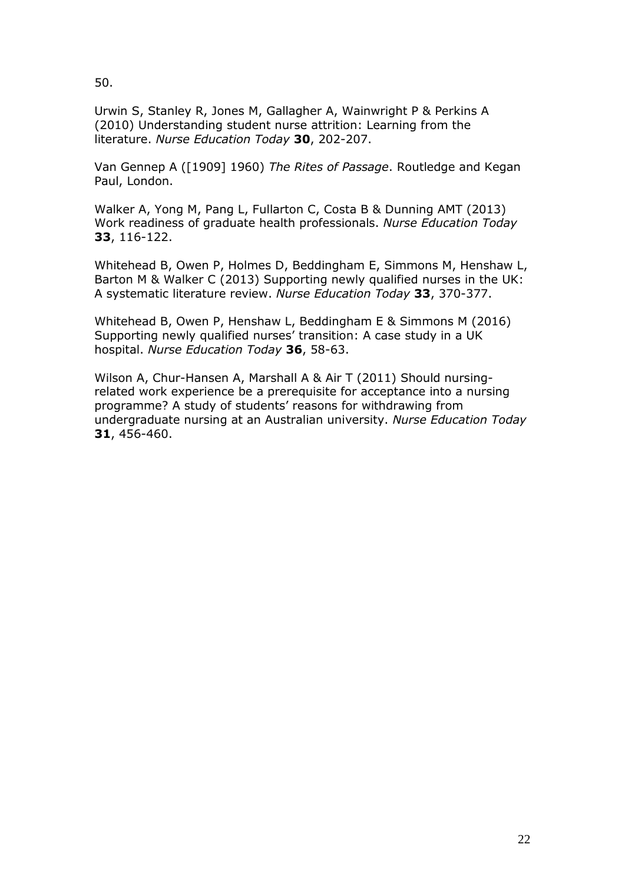50.

Urwin S, Stanley R, Jones M, Gallagher A, Wainwright P & Perkins A (2010) Understanding student nurse attrition: Learning from the literature. *Nurse Education Today* **30**, 202-207.

Van Gennep A ([1909] 1960) *The Rites of Passage*. Routledge and Kegan Paul, London.

Walker A, Yong M, Pang L, Fullarton C, Costa B & Dunning AMT (2013) Work readiness of graduate health professionals. *Nurse Education Today* **33**, 116-122.

Whitehead B, Owen P, Holmes D, Beddingham E, Simmons M, Henshaw L, Barton M & Walker C (2013) Supporting newly qualified nurses in the UK: A systematic literature review. *Nurse Education Today* **33**, 370-377.

Whitehead B, Owen P, Henshaw L, Beddingham E & Simmons M (2016) Supporting newly qualified nurses' transition: A case study in a UK hospital. *Nurse Education Today* **36**, 58-63.

Wilson A, Chur-Hansen A, Marshall A & Air T (2011) Should nursing-related work experience be a prerequisite for acceptance into a nursing programme? A study of students' reasons for withdrawing from undergraduate nursing at an Australian university. *Nurse Education Today* **31**, 456-460.